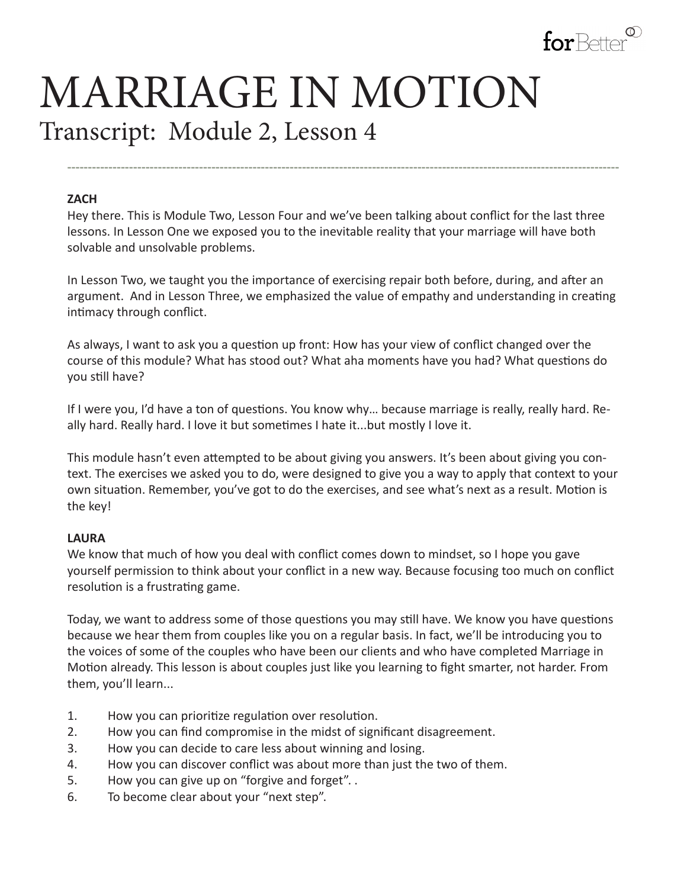# MARRIAGE IN MOTION

## Transcript: Module 2, Lesson 4

---

**ZACH**

Hey there. This is Module Two, Lesson Four and we've been talking about conflict for the last three lessons. In Lesson One we exposed you to the inevitable reality that your marriage will have both solvable and unsolvable problems.

In Lesson Two, we taught you the importance of exercising repair both before, during, and after an argument. And in Lesson Three, we emphasized the value of empathy and understanding in creating intimacy through conflict.

As always, I want to ask you a question up front: How has your view of conflict changed over the course of this module? What has stood out? What aha moments have you had? What questions do you still have?

If I were you, I'd have a ton of questions. You know why… because marriage is really, really hard. Really hard. Really hard. I love it but sometimes I hate it...but mostly I love it.

This module hasn't even attempted to be about giving you answers. It's been about giving you context. The exercises we asked you to do, were designed to give you a way to apply that context to your own situation. Remember, you've got to do the exercises, and see what's next as a result. Motion is the key!

**LAURA**

We know that much of how you deal with conflict comes down to mindset, so I hope you gave yourself permission to think about your conflict in a new way. Because focusing too much on conflict resolution is a frustrating game.

Today, we want to address some of those questions you may still have. We know you have questions because we hear them from couples like you on a regular basis. In fact, we'll be introducing you to the voices of some of the couples who have been our clients and who have completed Marriage in Motion already. This lesson is about couples just like you learning to fight smarter, not harder. From them, you'll learn...

1. How you can prioritize regulation over resolution.
2. How you can find compromise in the midst of significant disagreement.
3. How you can decide to care less about winning and losing.
4. How you can discover conflict was about more than just the two of them.
5. How you can give up on "forgive and forget". .
6. To become clear about your "next step".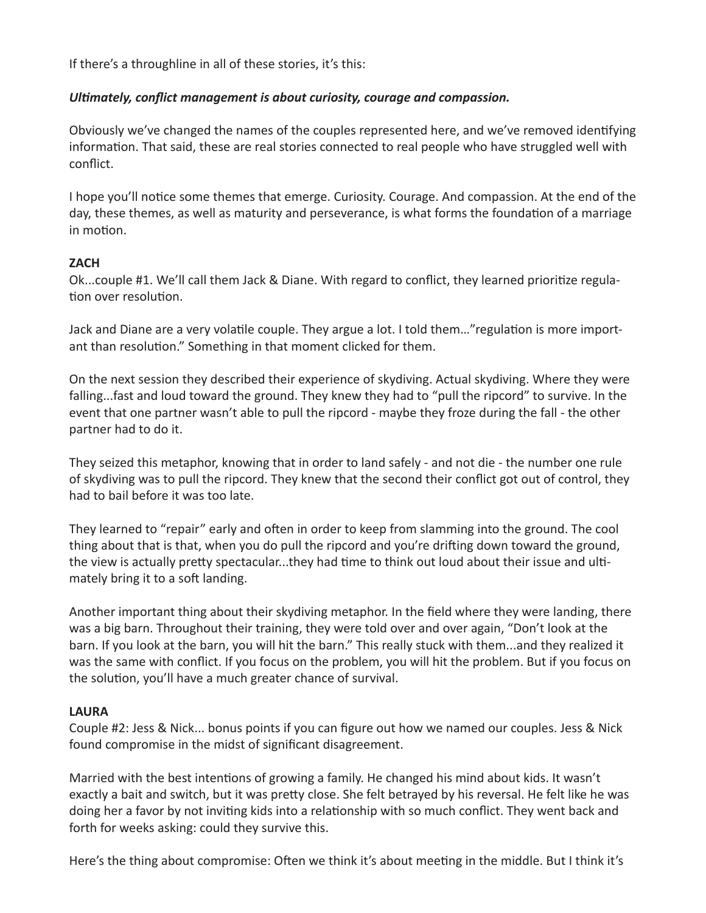If there's a throughline in all of these stories, it's this:

***Ultimately, conflict management is about curiosity, courage and compassion.***

Obviously we've changed the names of the couples represented here, and we've removed identifying information. That said, these are real stories connected to real people who have struggled well with conflict.

I hope you'll notice some themes that emerge. Curiosity. Courage. And compassion. At the end of the day, these themes, as well as maturity and perseverance, is what forms the foundation of a marriage in motion.

**ZACH**

Ok...couple #1. We'll call them Jack & Diane. With regard to conflict, they learned prioritize regulation over resolution.

Jack and Diane are a very volatile couple. They argue a lot. I told them…"regulation is more important than resolution." Something in that moment clicked for them.

On the next session they described their experience of skydiving. Actual skydiving. Where they were falling...fast and loud toward the ground. They knew they had to "pull the ripcord" to survive. In the event that one partner wasn't able to pull the ripcord - maybe they froze during the fall - the other partner had to do it.

They seized this metaphor, knowing that in order to land safely - and not die - the number one rule of skydiving was to pull the ripcord. They knew that the second their conflict got out of control, they had to bail before it was too late.

They learned to "repair" early and often in order to keep from slamming into the ground. The cool thing about that is that, when you do pull the ripcord and you're drifting down toward the ground, the view is actually pretty spectacular...they had time to think out loud about their issue and ultimately bring it to a soft landing.

Another important thing about their skydiving metaphor. In the field where they were landing, there was a big barn. Throughout their training, they were told over and over again, "Don't look at the barn. If you look at the barn, you will hit the barn." This really stuck with them...and they realized it was the same with conflict. If you focus on the problem, you will hit the problem. But if you focus on the solution, you'll have a much greater chance of survival.

**LAURA**

Couple #2: Jess & Nick... bonus points if you can figure out how we named our couples. Jess & Nick found compromise in the midst of significant disagreement.

Married with the best intentions of growing a family. He changed his mind about kids. It wasn't exactly a bait and switch, but it was pretty close. She felt betrayed by his reversal. He felt like he was doing her a favor by not inviting kids into a relationship with so much conflict. They went back and forth for weeks asking: could they survive this.

Here's the thing about compromise: Often we think it's about meeting in the middle. But I think it's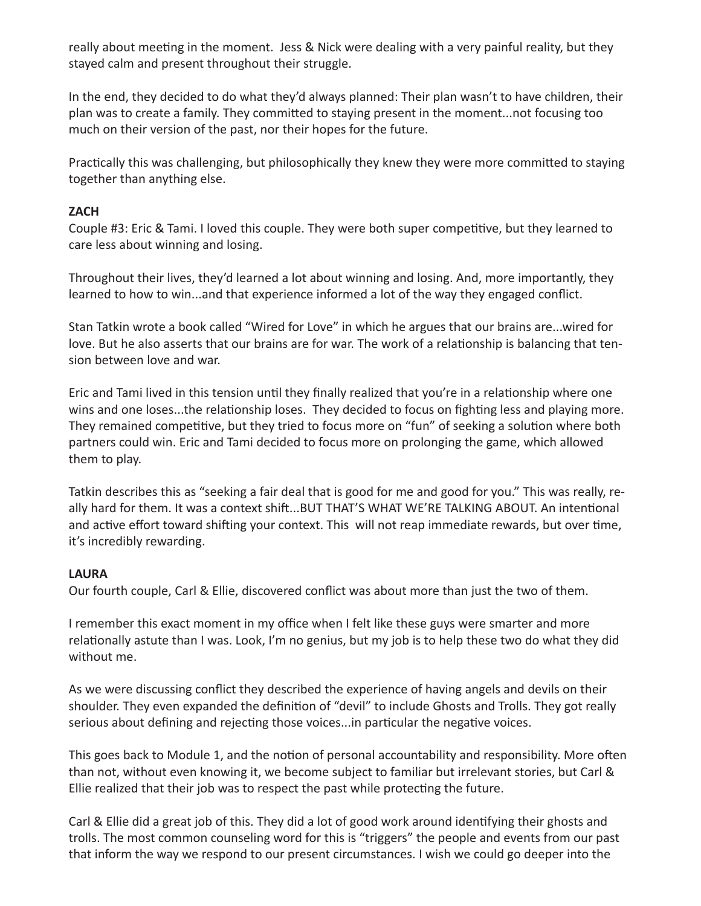really about meeting in the moment. Jess & Nick were dealing with a very painful reality, but they stayed calm and present throughout their struggle.

In the end, they decided to do what they'd always planned: Their plan wasn't to have children, their plan was to create a family. They committed to staying present in the moment...not focusing too much on their version of the past, nor their hopes for the future.

Practically this was challenging, but philosophically they knew they were more committed to staying together than anything else.

**ZACH**

Couple #3: Eric & Tami. I loved this couple. They were both super competitive, but they learned to care less about winning and losing.

Throughout their lives, they'd learned a lot about winning and losing. And, more importantly, they learned to how to win...and that experience informed a lot of the way they engaged conflict.

Stan Tatkin wrote a book called "Wired for Love" in which he argues that our brains are...wired for love. But he also asserts that our brains are for war. The work of a relationship is balancing that tension between love and war.

Eric and Tami lived in this tension until they finally realized that you're in a relationship where one wins and one loses...the relationship loses. They decided to focus on fighting less and playing more. They remained competitive, but they tried to focus more on "fun" of seeking a solution where both partners could win. Eric and Tami decided to focus more on prolonging the game, which allowed them to play.

Tatkin describes this as "seeking a fair deal that is good for me and good for you." This was really, really hard for them. It was a context shift...BUT THAT'S WHAT WE'RE TALKING ABOUT. An intentional and active effort toward shifting your context. This will not reap immediate rewards, but over time, it's incredibly rewarding.

**LAURA**

Our fourth couple, Carl & Ellie, discovered conflict was about more than just the two of them.

I remember this exact moment in my office when I felt like these guys were smarter and more relationally astute than I was. Look, I'm no genius, but my job is to help these two do what they did without me.

As we were discussing conflict they described the experience of having angels and devils on their shoulder. They even expanded the definition of "devil" to include Ghosts and Trolls. They got really serious about defining and rejecting those voices...in particular the negative voices.

This goes back to Module 1, and the notion of personal accountability and responsibility. More often than not, without even knowing it, we become subject to familiar but irrelevant stories, but Carl & Ellie realized that their job was to respect the past while protecting the future.

Carl & Ellie did a great job of this. They did a lot of good work around identifying their ghosts and trolls. The most common counseling word for this is "triggers" the people and events from our past that inform the way we respond to our present circumstances. I wish we could go deeper into the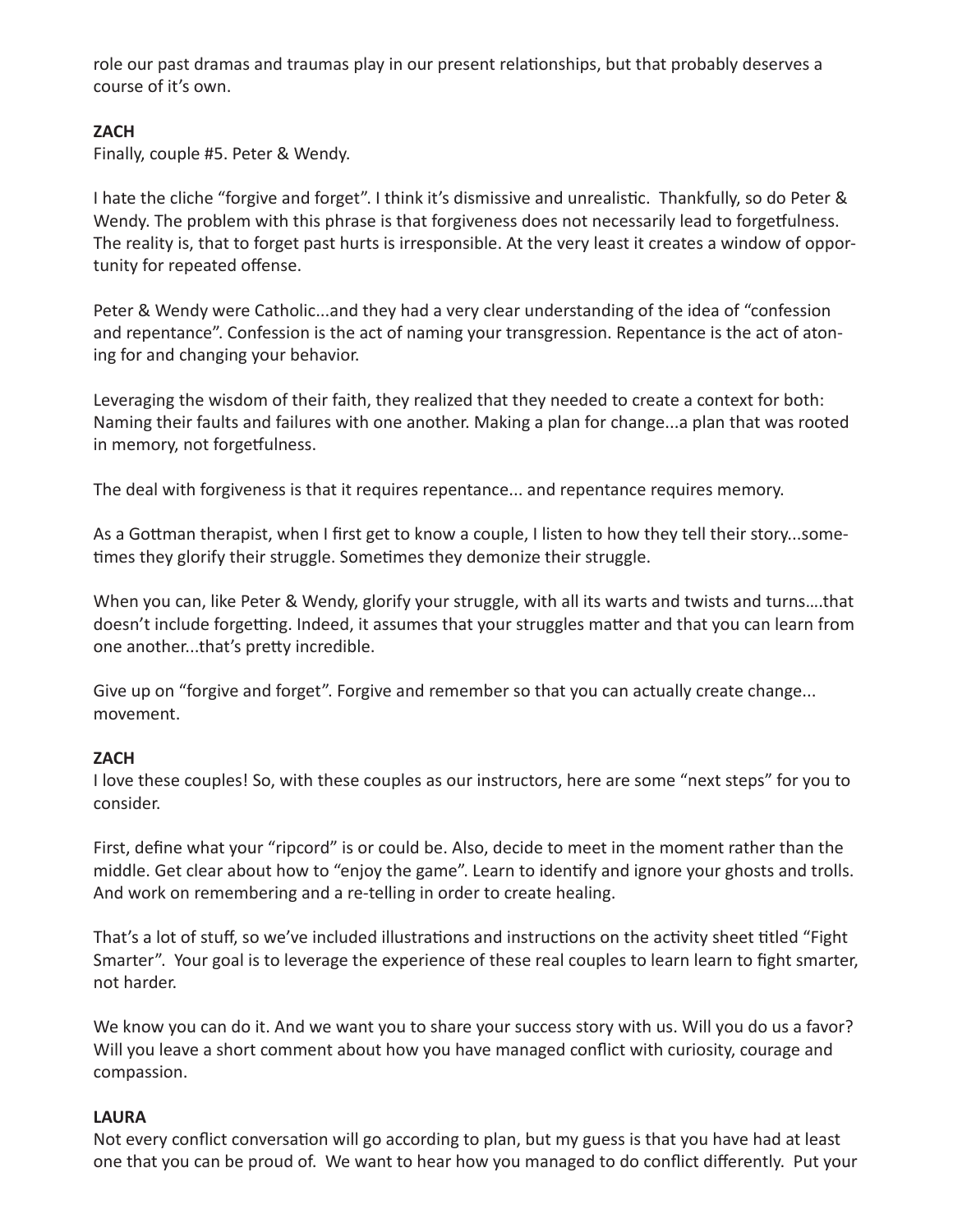role our past dramas and traumas play in our present relationships, but that probably deserves a course of it's own.

**ZACH**

Finally, couple #5. Peter & Wendy.

I hate the cliche "forgive and forget". I think it's dismissive and unrealistic. Thankfully, so do Peter & Wendy. The problem with this phrase is that forgiveness does not necessarily lead to forgetfulness. The reality is, that to forget past hurts is irresponsible. At the very least it creates a window of opportunity for repeated offense.

Peter & Wendy were Catholic...and they had a very clear understanding of the idea of "confession and repentance". Confession is the act of naming your transgression. Repentance is the act of atoning for and changing your behavior.

Leveraging the wisdom of their faith, they realized that they needed to create a context for both: Naming their faults and failures with one another. Making a plan for change...a plan that was rooted in memory, not forgetfulness.

The deal with forgiveness is that it requires repentance... and repentance requires memory.

As a Gottman therapist, when I first get to know a couple, I listen to how they tell their story...sometimes they glorify their struggle. Sometimes they demonize their struggle.

When you can, like Peter & Wendy, glorify your struggle, with all its warts and twists and turns….that doesn't include forgetting. Indeed, it assumes that your struggles matter and that you can learn from one another...that's pretty incredible.

Give up on "forgive and forget". Forgive and remember so that you can actually create change... movement.

**ZACH**

I love these couples! So, with these couples as our instructors, here are some "next steps" for you to consider.

First, define what your "ripcord" is or could be. Also, decide to meet in the moment rather than the middle. Get clear about how to "enjoy the game". Learn to identify and ignore your ghosts and trolls. And work on remembering and a re-telling in order to create healing.

That's a lot of stuff, so we've included illustrations and instructions on the activity sheet titled "Fight Smarter". Your goal is to leverage the experience of these real couples to learn learn to fight smarter, not harder.

We know you can do it. And we want you to share your success story with us. Will you do us a favor? Will you leave a short comment about how you have managed conflict with curiosity, courage and compassion.

**LAURA**

Not every conflict conversation will go according to plan, but my guess is that you have had at least one that you can be proud of. We want to hear how you managed to do conflict differently. Put your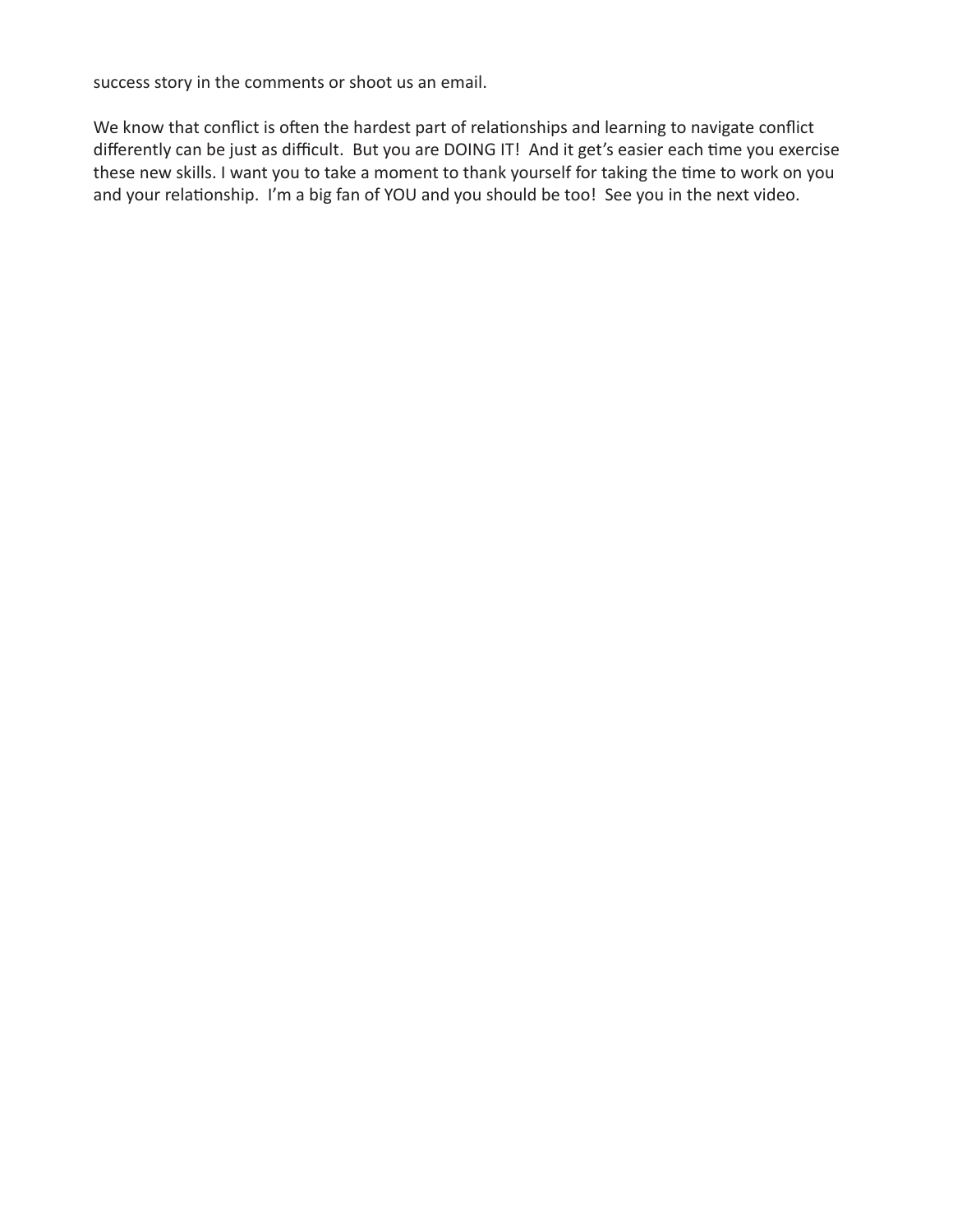success story in the comments or shoot us an email.

We know that conflict is often the hardest part of relationships and learning to navigate conflict differently can be just as difficult. But you are DOING IT! And it get's easier each time you exercise these new skills. I want you to take a moment to thank yourself for taking the time to work on you and your relationship. I'm a big fan of YOU and you should be too! See you in the next video.